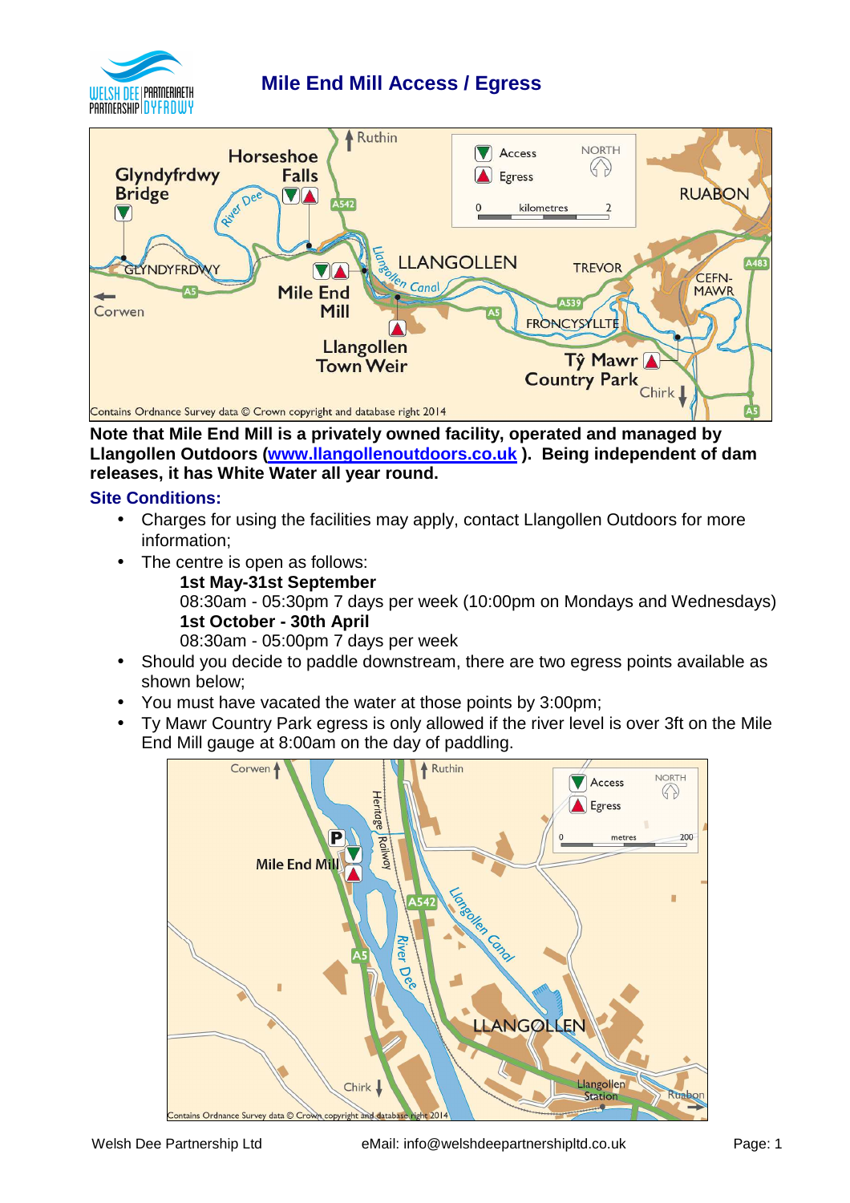# Mile End Mill Access / Egress

**Note that Mile End Mill is a privately owned facility, operated and managed by Llangollen Outdoors ([www.llangollenoutdoors.co.uk](http://www.llangollenoutdoors.co.uk) ). Being independent of dam releases, it has White Water all year round.**

## Site Conditions:

- Charges for using the facilities may apply, contact Llangollen Outdoors for more information;
- The centre is open as follows:

  **1st May-31st September**

  08:30am - 05:30pm 7 days per week (10:00pm on Mondays and Wednesdays)

  **1st October - 30th April**

  08:30am - 05:00pm 7 days per week
- Should you decide to paddle downstream, there are two egress points available as shown below;
- You must have vacated the water at those points by 3:00pm;
- Ty Mawr Country Park egress is only allowed if the river level is over 3ft on the Mile End Mill gauge at 8:00am on the day of paddling.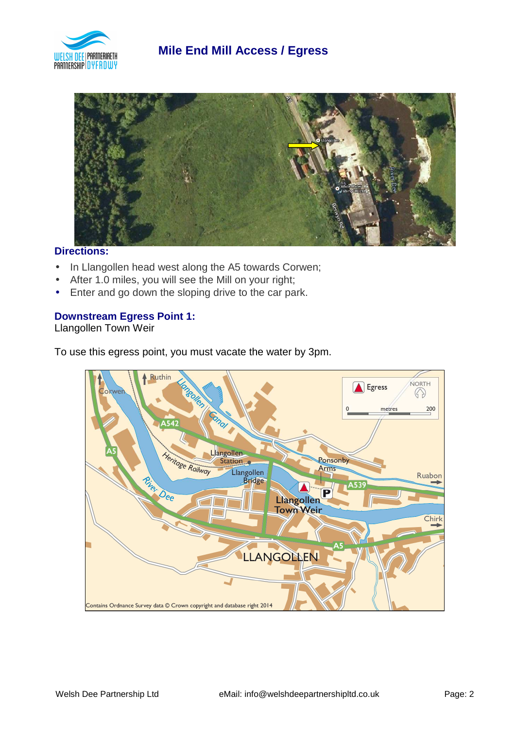## Mile End Mill Access / Egress

### Directions:

- In Llangollen head west along the A5 towards Corwen;
- After 1.0 miles, you will see the Mill on your right;
- Enter and go down the sloping drive to the car park.

### Downstream Egress Point 1:

Llangollen Town Weir

To use this egress point, you must vacate the water by 3pm.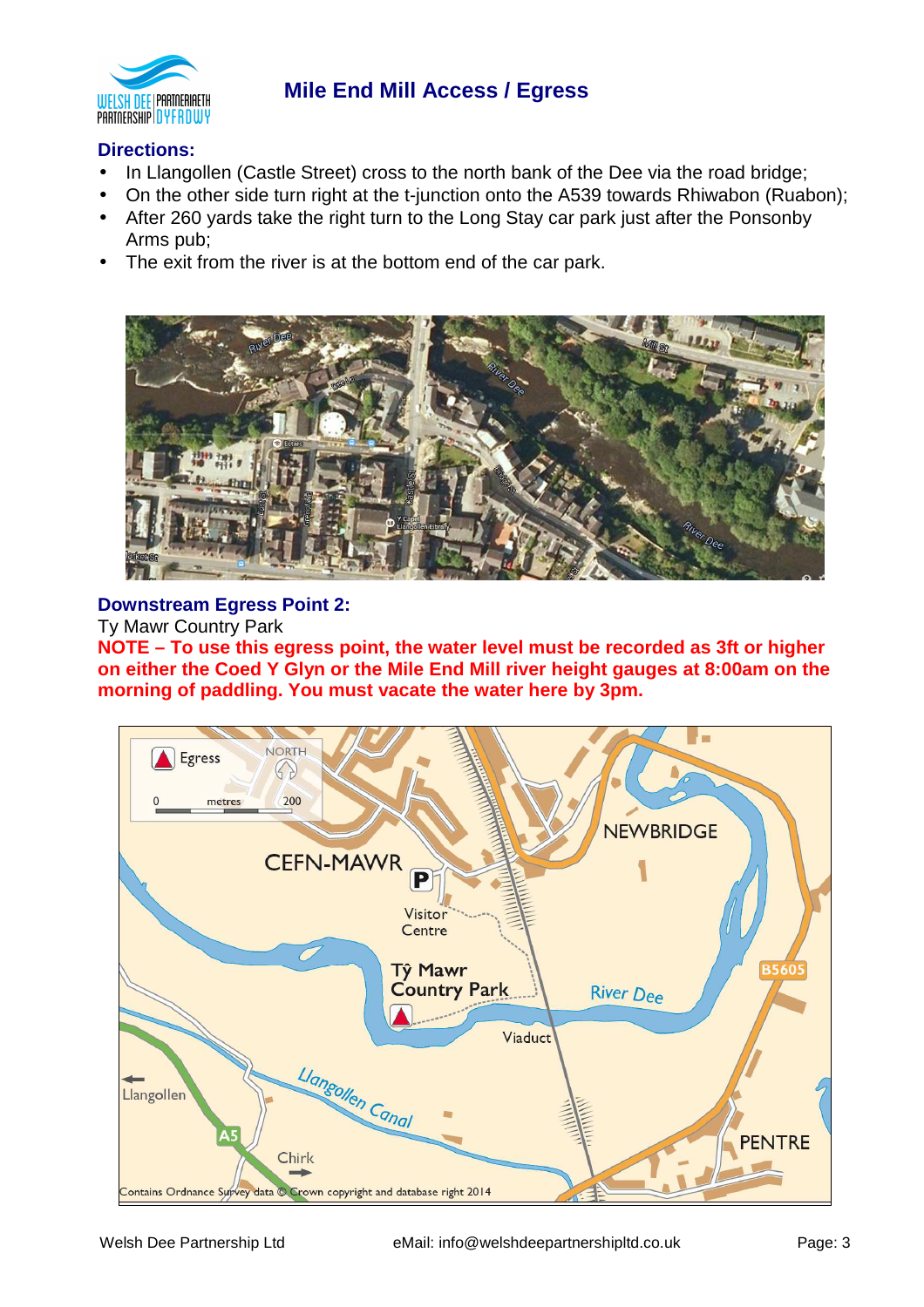## Mile End Mill Access / Egress

### Directions:

- In Llangollen (Castle Street) cross to the north bank of the Dee via the road bridge;
- On the other side turn right at the t-junction onto the A539 towards Rhiwabon (Ruabon);
- After 260 yards take the right turn to the Long Stay car park just after the Ponsonby Arms pub;
- The exit from the river is at the bottom end of the car park.

### Downstream Egress Point 2:

Ty Mawr Country Park

**NOTE – To use this egress point, the water level must be recorded as 3ft or higher on either the Coed Y Glyn or the Mile End Mill river height gauges at 8:00am on the morning of paddling. You must vacate the water here by 3pm.**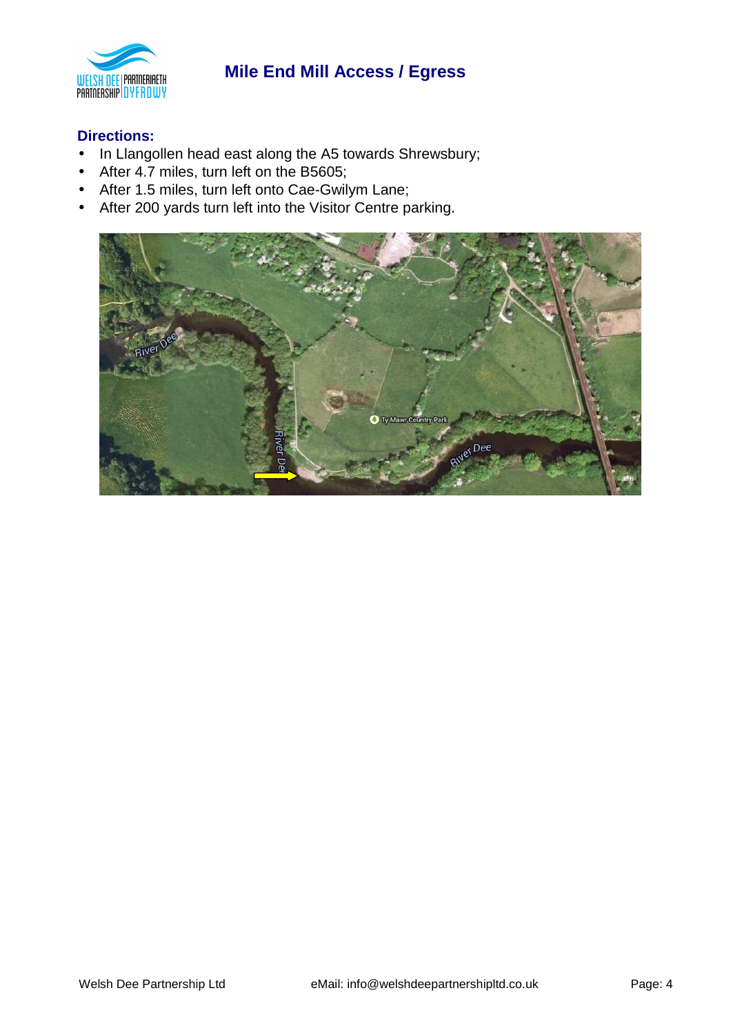# Mile End Mill Access / Egress

### Directions:

- In Llangollen head east along the A5 towards Shrewsbury;
- After 4.7 miles, turn left on the B5605;
- After 1.5 miles, turn left onto Cae-Gwilym Lane;
- After 200 yards turn left into the Visitor Centre parking.

River Dee

River Dee

Ty Mawr Country Park

River Dee